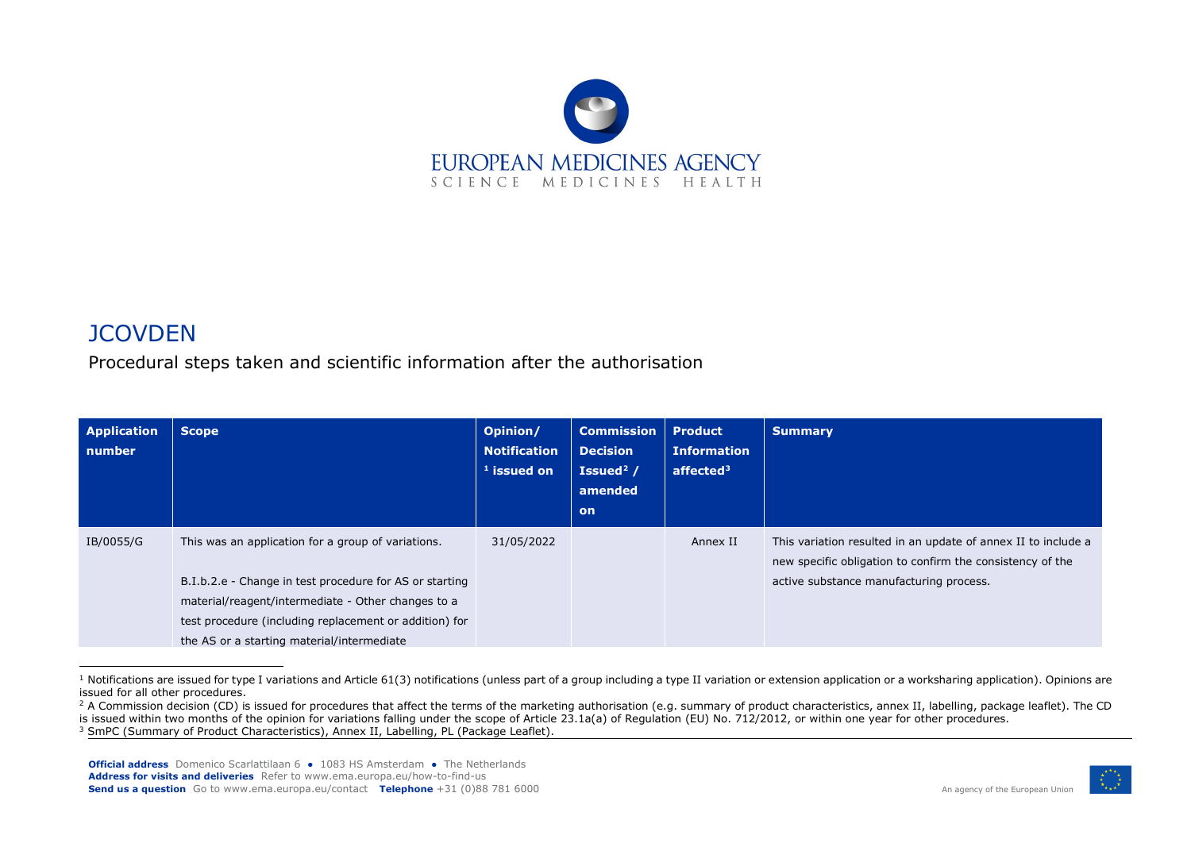# JCOVDEN

Procedural steps taken and scientific information after the authorisation

| Application number | Scope | Opinion/ Notification [1] issued on | Commission Decision Issued[2] / amended on | Product Information affected[3] | Summary |
|---|---|---|---|---|---|
| IB/0055/G | This was an application for a group of variations.<br><br>B.I.b.2.e - Change in test procedure for AS or starting material/reagent/intermediate - Other changes to a test procedure (including replacement or addition) for the AS or a starting material/intermediate | 31/05/2022 | | Annex II | This variation resulted in an update of annex II to include a new specific obligation to confirm the consistency of the active substance manufacturing process. |

[1] Notifications are issued for type I variations and Article 61(3) notifications (unless part of a group including a type II variation or extension application or a worksharing application). Opinions are issued for all other procedures.

[2] A Commission decision (CD) is issued for procedures that affect the terms of the marketing authorisation (e.g. summary of product characteristics, annex II, labelling, package leaflet). The CD is issued within two months of the opinion for variations falling under the scope of Article 23.1a(a) of Regulation (EU) No. 712/2012, or within one year for other procedures.

[3] SmPC (Summary of Product Characteristics), Annex II, Labelling, PL (Package Leaflet).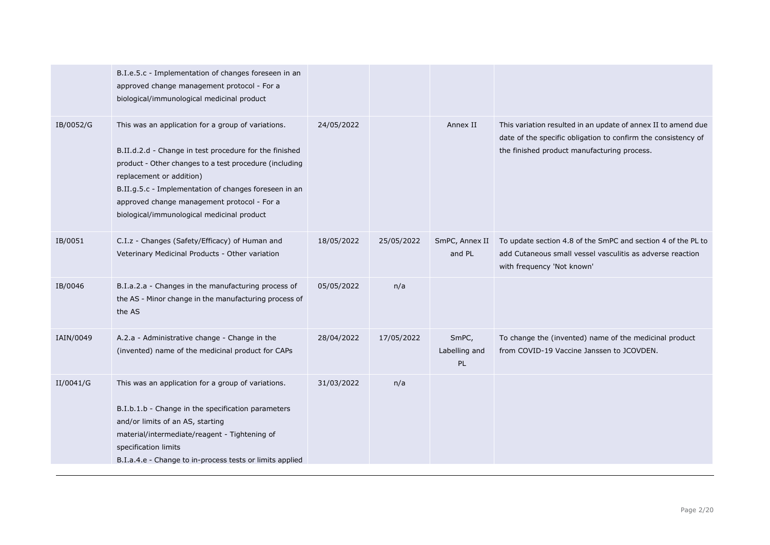| | | | | | |
|---|---|---|---|---|---|
| | B.I.e.5.c - Implementation of changes foreseen in an approved change management protocol - For a biological/immunological medicinal product | | | | |
| IB/0052/G | This was an application for a group of variations.<br><br>B.II.d.2.d - Change in test procedure for the finished product - Other changes to a test procedure (including replacement or addition)<br>B.II.g.5.c - Implementation of changes foreseen in an approved change management protocol - For a biological/immunological medicinal product | 24/05/2022 | | Annex II | This variation resulted in an update of annex II to amend due date of the specific obligation to confirm the consistency of the finished product manufacturing process. |
| IB/0051 | C.I.z - Changes (Safety/Efficacy) of Human and Veterinary Medicinal Products - Other variation | 18/05/2022 | 25/05/2022 | SmPC, Annex II and PL | To update section 4.8 of the SmPC and section 4 of the PL to add Cutaneous small vessel vasculitis as adverse reaction with frequency 'Not known' |
| IB/0046 | B.I.a.2.a - Changes in the manufacturing process of the AS - Minor change in the manufacturing process of the AS | 05/05/2022 | n/a | | |
| IAIN/0049 | A.2.a - Administrative change - Change in the (invented) name of the medicinal product for CAPs | 28/04/2022 | 17/05/2022 | SmPC, Labelling and PL | To change the (invented) name of the medicinal product from COVID-19 Vaccine Janssen to JCOVDEN. |
| II/0041/G | This was an application for a group of variations.<br><br>B.I.b.1.b - Change in the specification parameters and/or limits of an AS, starting material/intermediate/reagent - Tightening of specification limits<br>B.I.a.4.e - Change to in-process tests or limits applied | 31/03/2022 | n/a | | |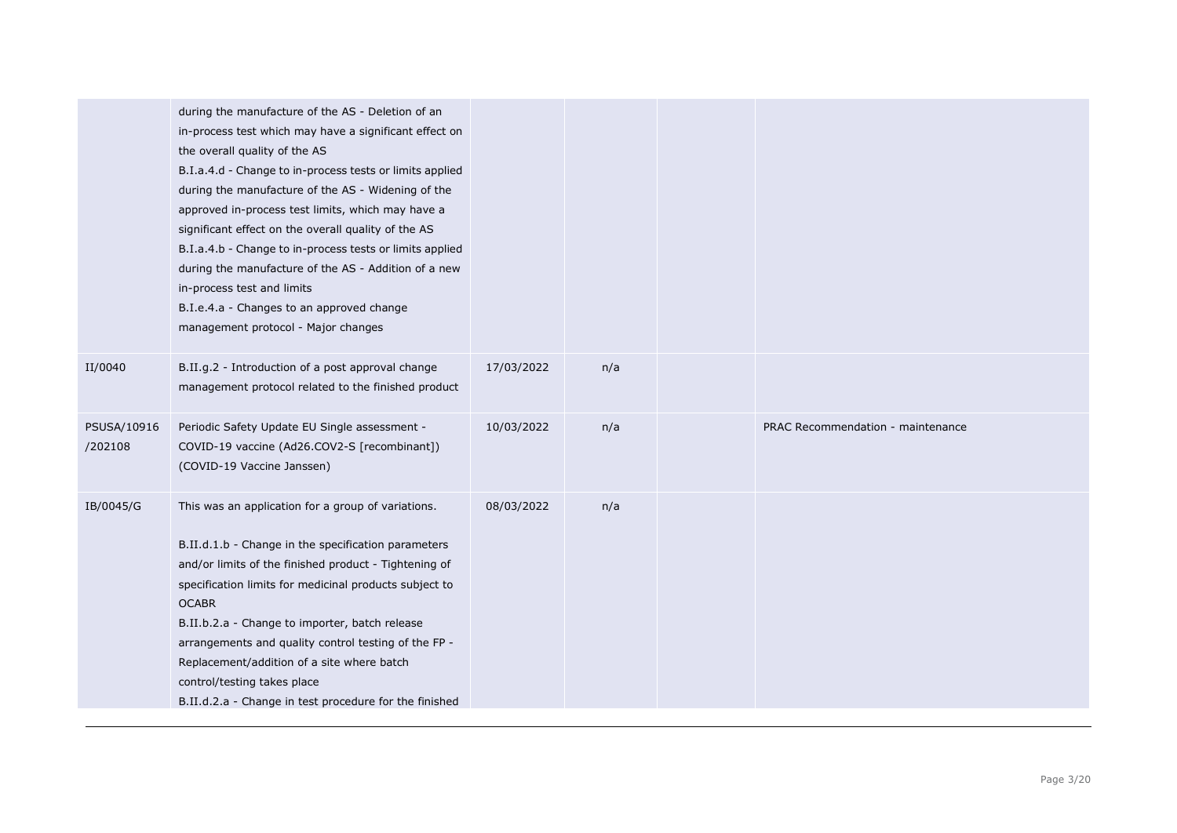| | | | | | |
|---|---|---|---|---|---|
| | during the manufacture of the AS - Deletion of an in-process test which may have a significant effect on the overall quality of the AS<br>B.I.a.4.d - Change to in-process tests or limits applied during the manufacture of the AS - Widening of the approved in-process test limits, which may have a significant effect on the overall quality of the AS<br>B.I.a.4.b - Change to in-process tests or limits applied during the manufacture of the AS - Addition of a new in-process test and limits<br>B.I.e.4.a - Changes to an approved change management protocol - Major changes | | | | |
| II/0040 | B.II.g.2 - Introduction of a post approval change management protocol related to the finished product | 17/03/2022 | n/a | | |
| PSUSA/10916 /202108 | Periodic Safety Update EU Single assessment - COVID-19 vaccine (Ad26.COV2-S [recombinant]) (COVID-19 Vaccine Janssen) | 10/03/2022 | n/a | | PRAC Recommendation - maintenance |
| IB/0045/G | This was an application for a group of variations.<br><br>B.II.d.1.b - Change in the specification parameters and/or limits of the finished product - Tightening of specification limits for medicinal products subject to OCABR<br>B.II.b.2.a - Change to importer, batch release arrangements and quality control testing of the FP - Replacement/addition of a site where batch control/testing takes place<br>B.II.d.2.a - Change in test procedure for the finished | 08/03/2022 | n/a | | |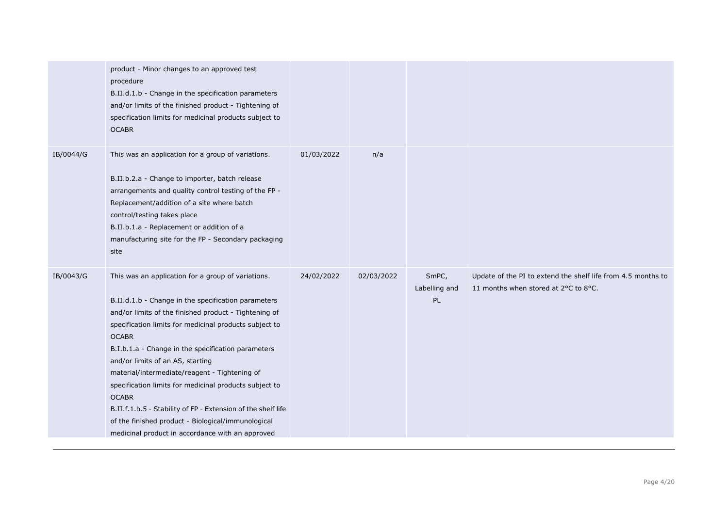| | | | | | |
|---|---|---|---|---|---|
| | product - Minor changes to an approved test procedure<br>B.II.d.1.b - Change in the specification parameters and/or limits of the finished product - Tightening of specification limits for medicinal products subject to OCABR | | | | |
| IB/0044/G | This was an application for a group of variations.<br><br>B.II.b.2.a - Change to importer, batch release arrangements and quality control testing of the FP - Replacement/addition of a site where batch control/testing takes place<br>B.II.b.1.a - Replacement or addition of a manufacturing site for the FP - Secondary packaging site | 01/03/2022 | n/a | | |
| IB/0043/G | This was an application for a group of variations.<br><br>B.II.d.1.b - Change in the specification parameters and/or limits of the finished product - Tightening of specification limits for medicinal products subject to OCABR<br>B.I.b.1.a - Change in the specification parameters and/or limits of an AS, starting material/intermediate/reagent - Tightening of specification limits for medicinal products subject to OCABR<br>B.II.f.1.b.5 - Stability of FP - Extension of the shelf life of the finished product - Biological/immunological medicinal product in accordance with an approved | 24/02/2022 | 02/03/2022 | SmPC, Labelling and PL | Update of the PI to extend the shelf life from 4.5 months to 11 months when stored at 2°C to 8°C. |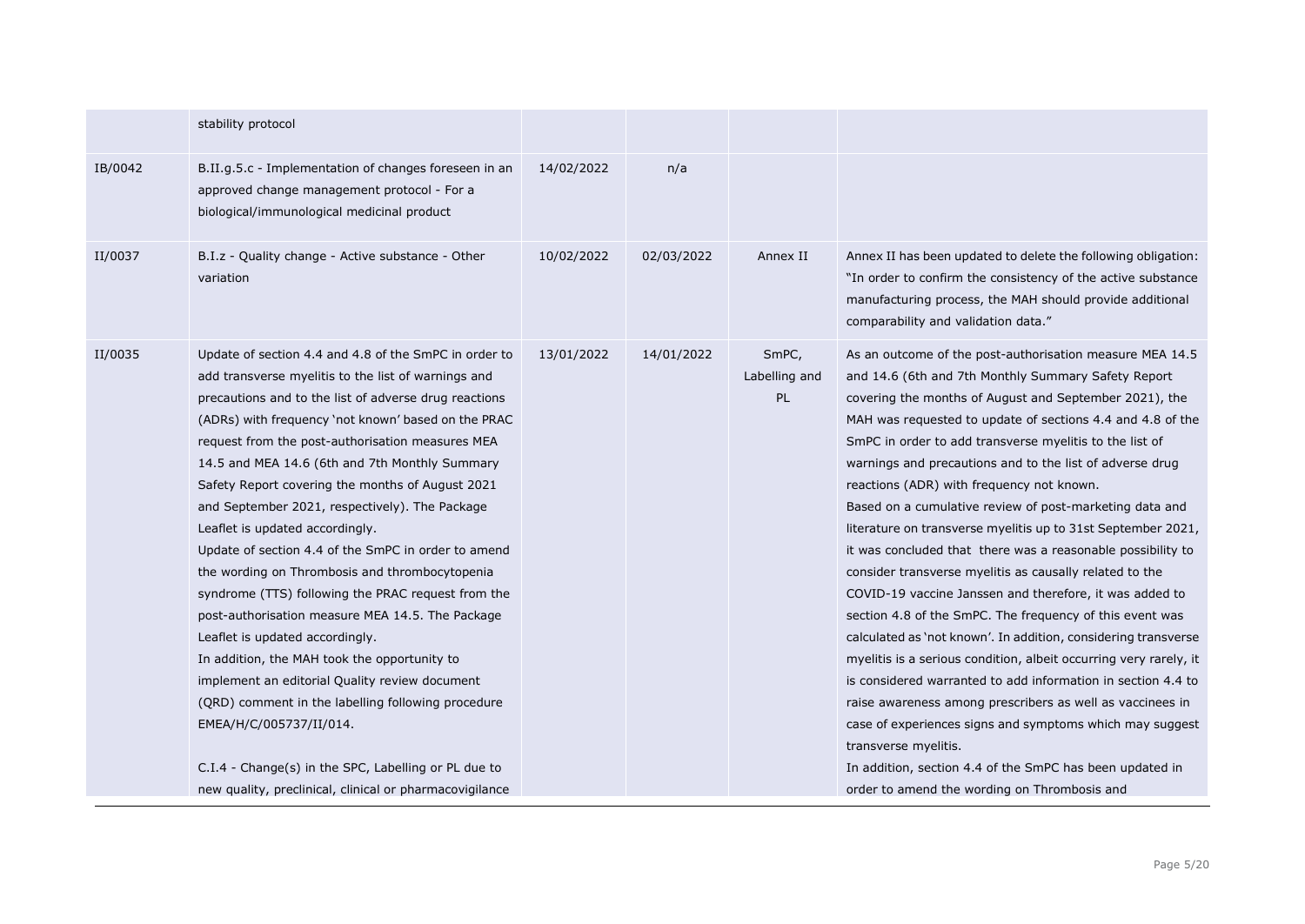| | | | | | |
|---|---|---|---|---|---|
| | stability protocol | | | | |
| IB/0042 | B.II.g.5.c - Implementation of changes foreseen in an approved change management protocol - For a biological/immunological medicinal product | 14/02/2022 | n/a | | |
| II/0037 | B.I.z - Quality change - Active substance - Other variation | 10/02/2022 | 02/03/2022 | Annex II | Annex II has been updated to delete the following obligation: "In order to confirm the consistency of the active substance manufacturing process, the MAH should provide additional comparability and validation data." |
| II/0035 | Update of section 4.4 and 4.8 of the SmPC in order to add transverse myelitis to the list of warnings and precautions and to the list of adverse drug reactions (ADRs) with frequency 'not known' based on the PRAC request from the post-authorisation measures MEA 14.5 and MEA 14.6 (6th and 7th Monthly Summary Safety Report covering the months of August 2021 and September 2021, respectively). The Package Leaflet is updated accordingly.<br>Update of section 4.4 of the SmPC in order to amend the wording on Thrombosis and thrombocytopenia syndrome (TTS) following the PRAC request from the post-authorisation measure MEA 14.5. The Package Leaflet is updated accordingly.<br>In addition, the MAH took the opportunity to implement an editorial Quality review document (QRD) comment in the labelling following procedure EMEA/H/C/005737/II/014.<br><br>C.I.4 - Change(s) in the SPC, Labelling or PL due to new quality, preclinical, clinical or pharmacovigilance | 13/01/2022 | 14/01/2022 | SmPC, Labelling and PL | As an outcome of the post-authorisation measure MEA 14.5 and 14.6 (6th and 7th Monthly Summary Safety Report covering the months of August and September 2021), the MAH was requested to update of sections 4.4 and 4.8 of the SmPC in order to add transverse myelitis to the list of warnings and precautions and to the list of adverse drug reactions (ADR) with frequency not known.<br>Based on a cumulative review of post-marketing data and literature on transverse myelitis up to 31st September 2021, it was concluded that there was a reasonable possibility to consider transverse myelitis as causally related to the COVID-19 vaccine Janssen and therefore, it was added to section 4.8 of the SmPC. The frequency of this event was calculated as 'not known'. In addition, considering transverse myelitis is a serious condition, albeit occurring very rarely, it is considered warranted to add information in section 4.4 to raise awareness among prescribers as well as vaccinees in case of experiences signs and symptoms which may suggest transverse myelitis.<br>In addition, section 4.4 of the SmPC has been updated in order to amend the wording on Thrombosis and |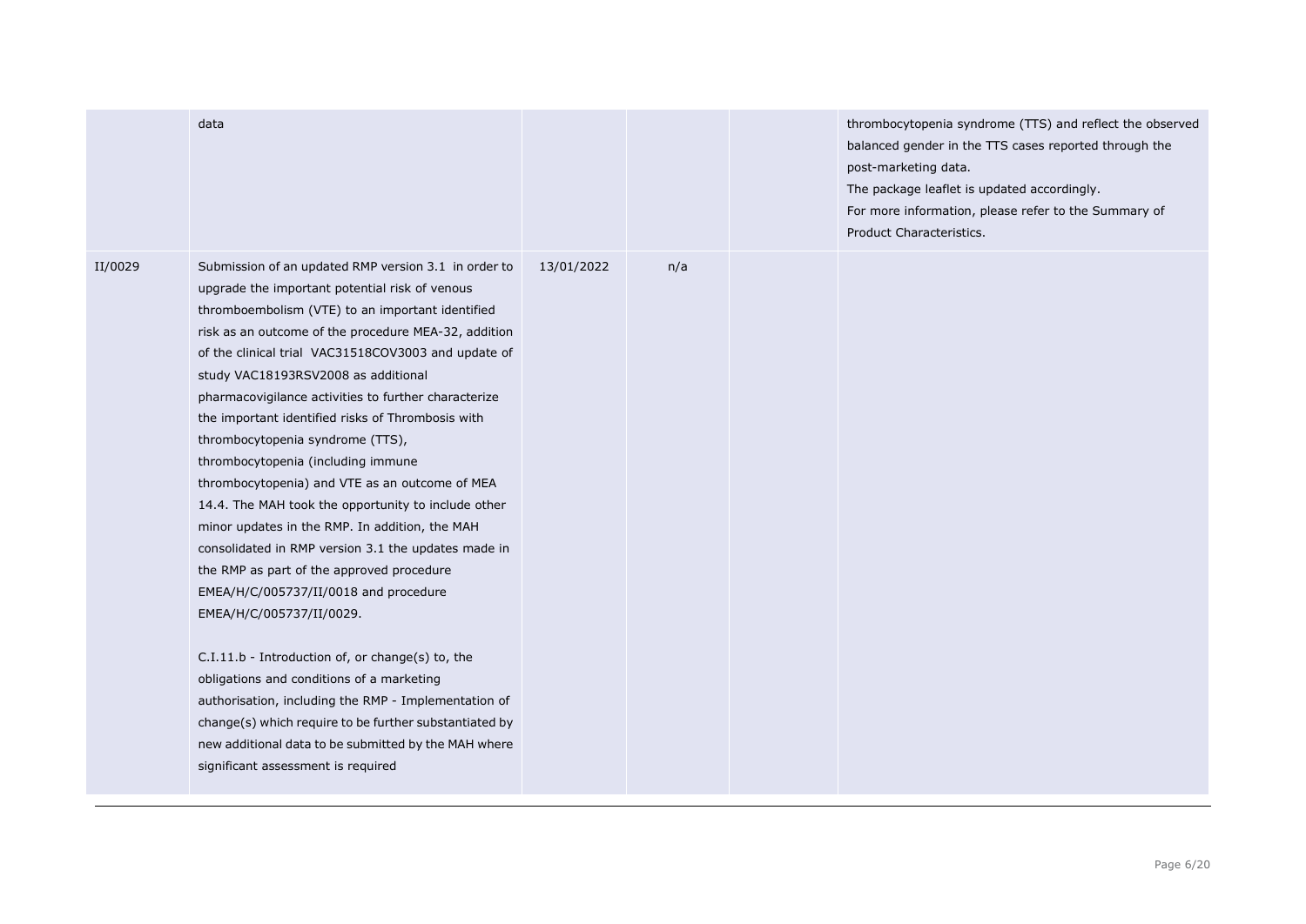| | | | | | |
|---|---|---|---|---|---|
| | data | | | | thrombocytopenia syndrome (TTS) and reflect the observed balanced gender in the TTS cases reported through the post-marketing data.<br>The package leaflet is updated accordingly.<br>For more information, please refer to the Summary of Product Characteristics. |
| II/0029 | Submission of an updated RMP version 3.1 in order to upgrade the important potential risk of venous thromboembolism (VTE) to an important identified risk as an outcome of the procedure MEA-32, addition of the clinical trial VAC31518COV3003 and update of study VAC18193RSV2008 as additional pharmacovigilance activities to further characterize the important identified risks of Thrombosis with thrombocytopenia syndrome (TTS), thrombocytopenia (including immune thrombocytopenia) and VTE as an outcome of MEA 14.4. The MAH took the opportunity to include other minor updates in the RMP. In addition, the MAH consolidated in RMP version 3.1 the updates made in the RMP as part of the approved procedure EMEA/H/C/005737/II/0018 and procedure EMEA/H/C/005737/II/0029.<br><br>C.I.11.b - Introduction of, or change(s) to, the obligations and conditions of a marketing authorisation, including the RMP - Implementation of change(s) which require to be further substantiated by new additional data to be submitted by the MAH where significant assessment is required | 13/01/2022 | n/a | | |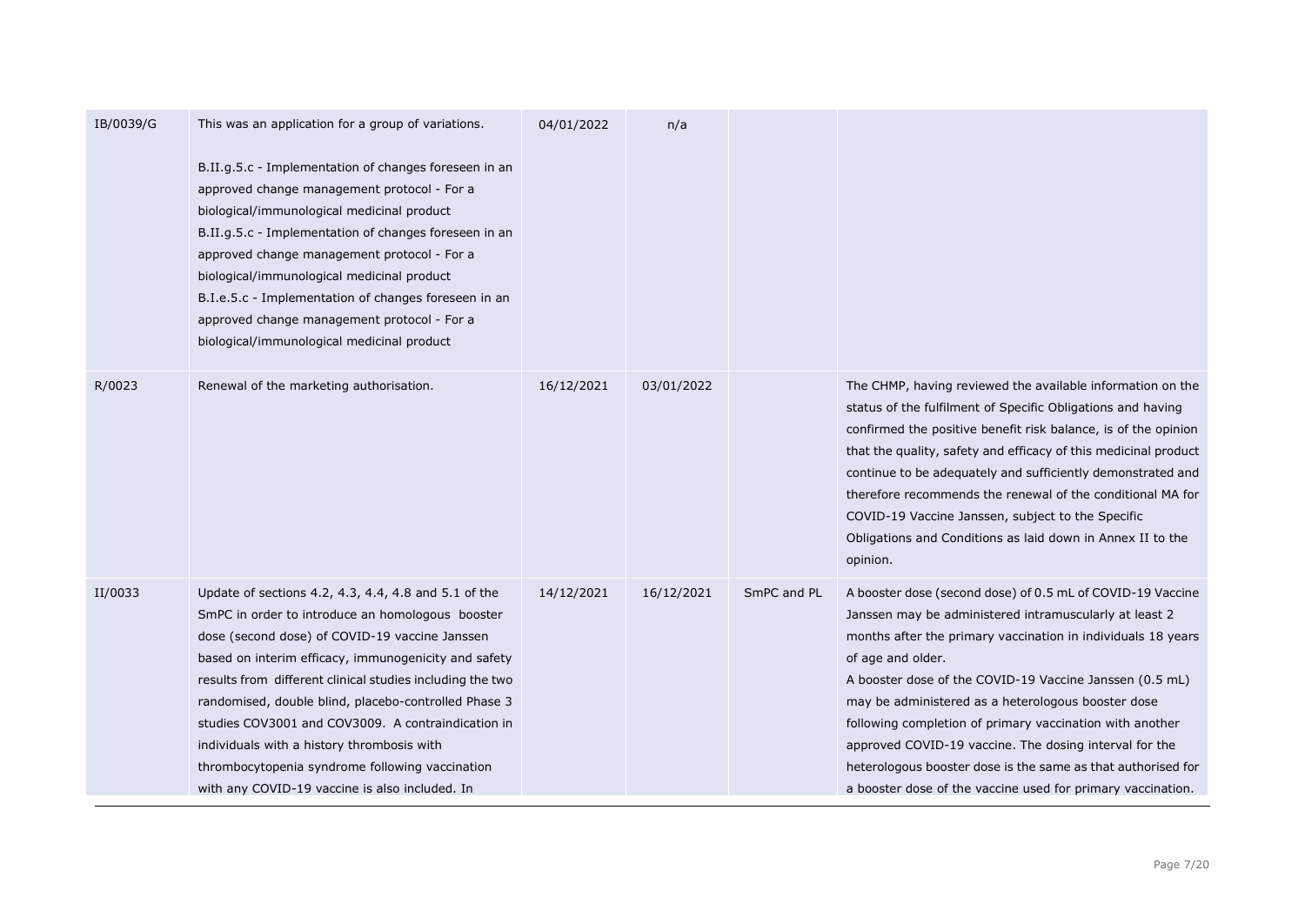| | | | | | |
|---|---|---|---|---|---|
| IB/0039/G | This was an application for a group of variations.<br><br>B.II.g.5.c - Implementation of changes foreseen in an approved change management protocol - For a biological/immunological medicinal product<br>B.II.g.5.c - Implementation of changes foreseen in an approved change management protocol - For a biological/immunological medicinal product<br>B.I.e.5.c - Implementation of changes foreseen in an approved change management protocol - For a biological/immunological medicinal product | 04/01/2022 | n/a | | |
| R/0023 | Renewal of the marketing authorisation. | 16/12/2021 | 03/01/2022 | | The CHMP, having reviewed the available information on the status of the fulfilment of Specific Obligations and having confirmed the positive benefit risk balance, is of the opinion that the quality, safety and efficacy of this medicinal product continue to be adequately and sufficiently demonstrated and therefore recommends the renewal of the conditional MA for COVID-19 Vaccine Janssen, subject to the Specific Obligations and Conditions as laid down in Annex II to the opinion. |
| II/0033 | Update of sections 4.2, 4.3, 4.4, 4.8 and 5.1 of the SmPC in order to introduce an homologous booster dose (second dose) of COVID-19 vaccine Janssen based on interim efficacy, immunogenicity and safety results from different clinical studies including the two randomised, double blind, placebo-controlled Phase 3 studies COV3001 and COV3009. A contraindication in individuals with a history thrombosis with thrombocytopenia syndrome following vaccination with any COVID-19 vaccine is also included. In | 14/12/2021 | 16/12/2021 | SmPC and PL | A booster dose (second dose) of 0.5 mL of COVID-19 Vaccine Janssen may be administered intramuscularly at least 2 months after the primary vaccination in individuals 18 years of age and older.<br>A booster dose of the COVID-19 Vaccine Janssen (0.5 mL) may be administered as a heterologous booster dose following completion of primary vaccination with another approved COVID-19 vaccine. The dosing interval for the heterologous booster dose is the same as that authorised for a booster dose of the vaccine used for primary vaccination. |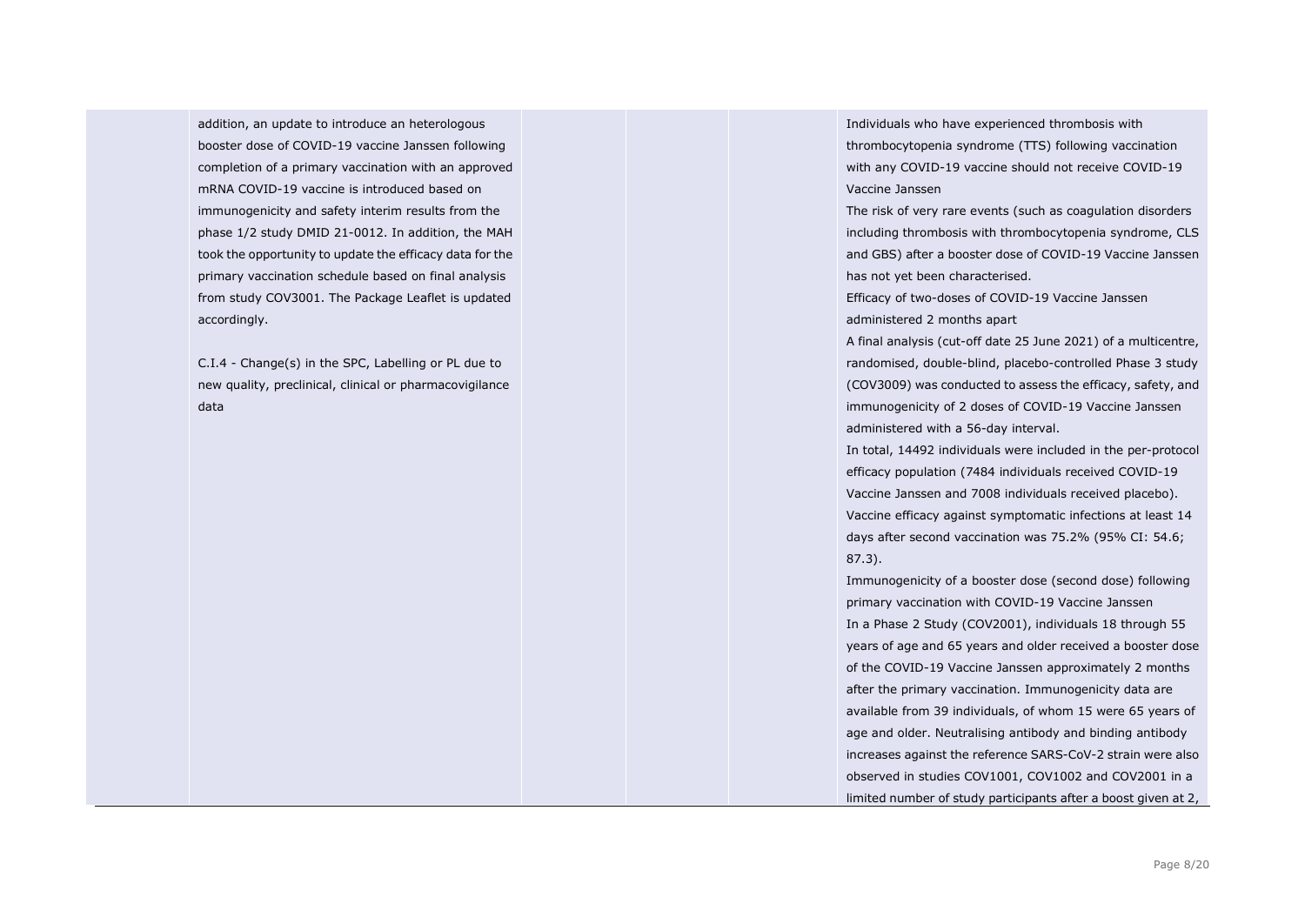| | | | | | |
|---|---|---|---|---|---|
| | addition, an update to introduce an heterologous booster dose of COVID-19 vaccine Janssen following completion of a primary vaccination with an approved mRNA COVID-19 vaccine is introduced based on immunogenicity and safety interim results from the phase 1/2 study DMID 21-0012. In addition, the MAH took the opportunity to update the efficacy data for the primary vaccination schedule based on final analysis from study COV3001. The Package Leaflet is updated accordingly.<br><br>C.I.4 - Change(s) in the SPC, Labelling or PL due to new quality, preclinical, clinical or pharmacovigilance data | | | | Individuals who have experienced thrombosis with thrombocytopenia syndrome (TTS) following vaccination with any COVID-19 vaccine should not receive COVID-19 Vaccine Janssen<br>The risk of very rare events (such as coagulation disorders including thrombosis with thrombocytopenia syndrome, CLS and GBS) after a booster dose of COVID-19 Vaccine Janssen has not yet been characterised.<br>Efficacy of two-doses of COVID-19 Vaccine Janssen administered 2 months apart<br>A final analysis (cut-off date 25 June 2021) of a multicentre, randomised, double-blind, placebo-controlled Phase 3 study (COV3009) was conducted to assess the efficacy, safety, and immunogenicity of 2 doses of COVID-19 Vaccine Janssen administered with a 56-day interval.<br>In total, 14492 individuals were included in the per-protocol efficacy population (7484 individuals received COVID-19 Vaccine Janssen and 7008 individuals received placebo). Vaccine efficacy against symptomatic infections at least 14 days after second vaccination was 75.2% (95% CI: 54.6; 87.3).<br>Immunogenicity of a booster dose (second dose) following primary vaccination with COVID-19 Vaccine Janssen<br>In a Phase 2 Study (COV2001), individuals 18 through 55 years of age and 65 years and older received a booster dose of the COVID-19 Vaccine Janssen approximately 2 months after the primary vaccination. Immunogenicity data are available from 39 individuals, of whom 15 were 65 years of age and older. Neutralising antibody and binding antibody increases against the reference SARS-CoV-2 strain were also observed in studies COV1001, COV1002 and COV2001 in a limited number of study participants after a boost given at 2, |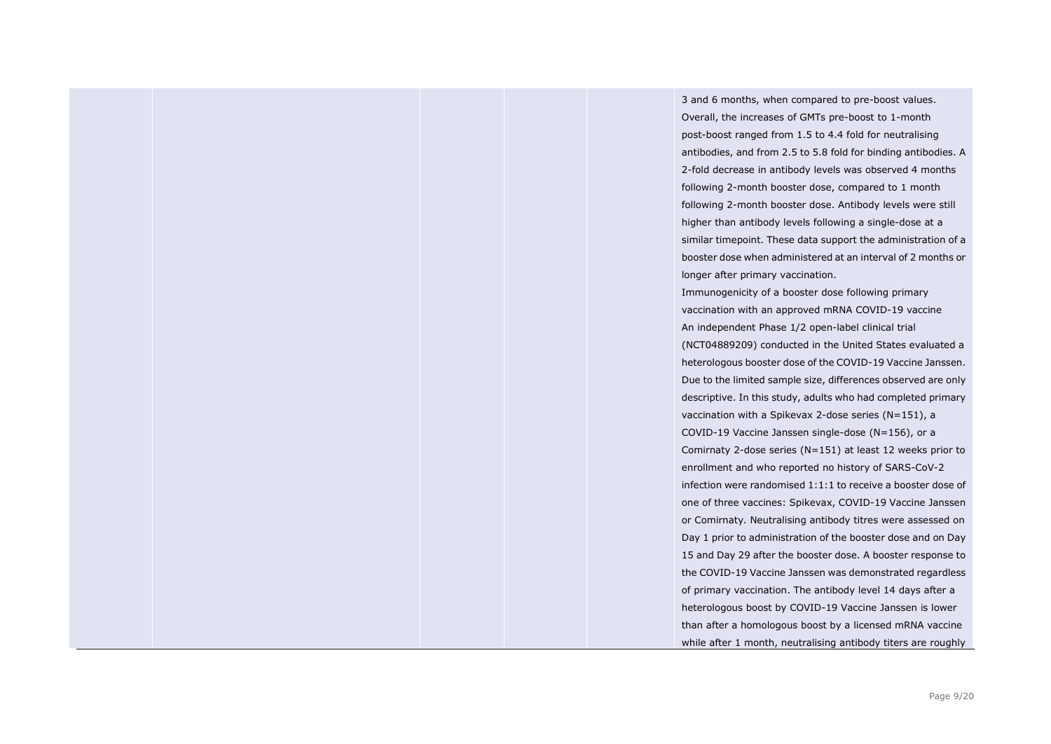| | | | | | |
|---|---|---|---|---|---|
| | | | | | 3 and 6 months, when compared to pre-boost values. Overall, the increases of GMTs pre-boost to 1-month post-boost ranged from 1.5 to 4.4 fold for neutralising antibodies, and from 2.5 to 5.8 fold for binding antibodies. A 2-fold decrease in antibody levels was observed 4 months following 2-month booster dose, compared to 1 month following 2-month booster dose. Antibody levels were still higher than antibody levels following a single-dose at a similar timepoint. These data support the administration of a booster dose when administered at an interval of 2 months or longer after primary vaccination.<br>Immunogenicity of a booster dose following primary vaccination with an approved mRNA COVID-19 vaccine<br>An independent Phase 1/2 open-label clinical trial (NCT04889209) conducted in the United States evaluated a heterologous booster dose of the COVID-19 Vaccine Janssen. Due to the limited sample size, differences observed are only descriptive. In this study, adults who had completed primary vaccination with a Spikevax 2-dose series (N=151), a COVID-19 Vaccine Janssen single-dose (N=156), or a Comirnaty 2-dose series (N=151) at least 12 weeks prior to enrollment and who reported no history of SARS-CoV-2 infection were randomised 1:1:1 to receive a booster dose of one of three vaccines: Spikevax, COVID-19 Vaccine Janssen or Comirnaty. Neutralising antibody titres were assessed on Day 1 prior to administration of the booster dose and on Day 15 and Day 29 after the booster dose. A booster response to the COVID-19 Vaccine Janssen was demonstrated regardless of primary vaccination. The antibody level 14 days after a heterologous boost by COVID-19 Vaccine Janssen is lower than after a homologous boost by a licensed mRNA vaccine while after 1 month, neutralising antibody titers are roughly |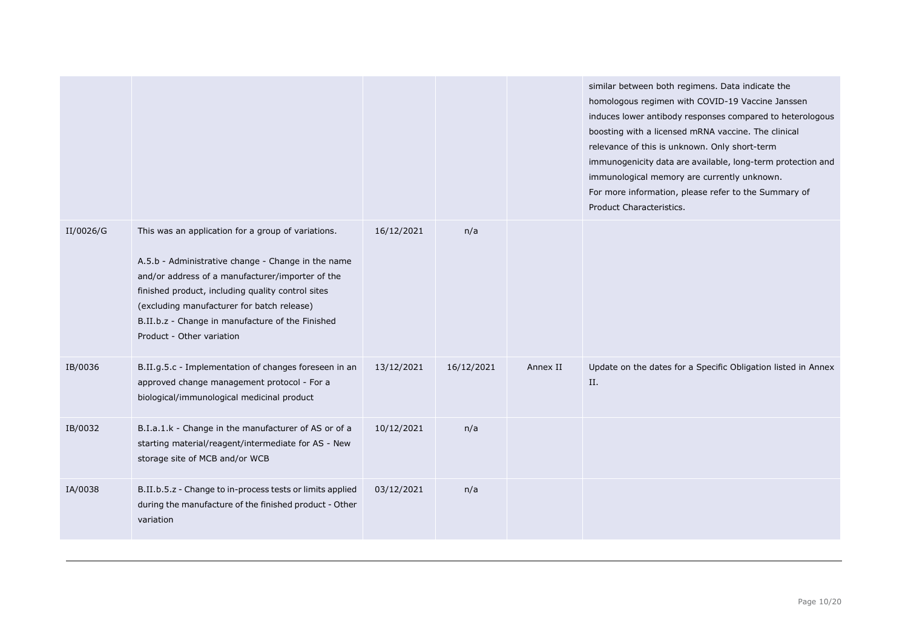| | | | | | |
|---|---|---|---|---|---|
| | | | | | similar between both regimens. Data indicate the homologous regimen with COVID-19 Vaccine Janssen induces lower antibody responses compared to heterologous boosting with a licensed mRNA vaccine. The clinical relevance of this is unknown. Only short-term immunogenicity data are available, long-term protection and immunological memory are currently unknown.<br>For more information, please refer to the Summary of Product Characteristics. |
| II/0026/G | This was an application for a group of variations.<br><br>A.5.b - Administrative change - Change in the name and/or address of a manufacturer/importer of the finished product, including quality control sites (excluding manufacturer for batch release)<br>B.II.b.z - Change in manufacture of the Finished Product - Other variation | 16/12/2021 | n/a | | |
| IB/0036 | B.II.g.5.c - Implementation of changes foreseen in an approved change management protocol - For a biological/immunological medicinal product | 13/12/2021 | 16/12/2021 | Annex II | Update on the dates for a Specific Obligation listed in Annex II. |
| IB/0032 | B.I.a.1.k - Change in the manufacturer of AS or of a starting material/reagent/intermediate for AS - New storage site of MCB and/or WCB | 10/12/2021 | n/a | | |
| IA/0038 | B.II.b.5.z - Change to in-process tests or limits applied during the manufacture of the finished product - Other variation | 03/12/2021 | n/a | | |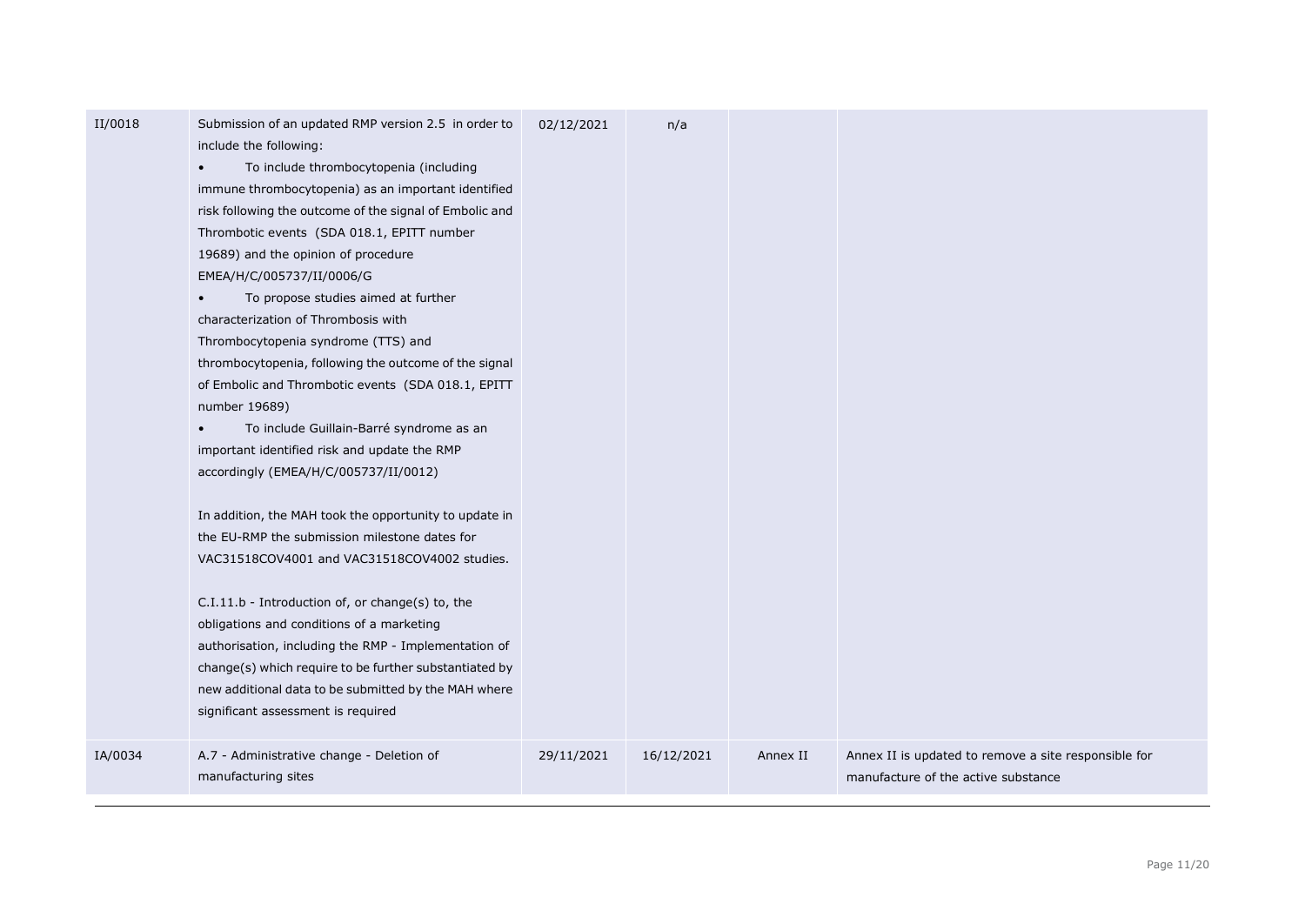| | | | | | |
|---|---|---|---|---|---|
| II/0018 | Submission of an updated RMP version 2.5 in order to include the following:<br>• To include thrombocytopenia (including immune thrombocytopenia) as an important identified risk following the outcome of the signal of Embolic and Thrombotic events (SDA 018.1, EPITT number 19689) and the opinion of procedure EMEA/H/C/005737/II/0006/G<br>• To propose studies aimed at further characterization of Thrombosis with Thrombocytopenia syndrome (TTS) and thrombocytopenia, following the outcome of the signal of Embolic and Thrombotic events (SDA 018.1, EPITT number 19689)<br>• To include Guillain-Barré syndrome as an important identified risk and update the RMP accordingly (EMEA/H/C/005737/II/0012)<br><br>In addition, the MAH took the opportunity to update in the EU-RMP the submission milestone dates for VAC31518COV4001 and VAC31518COV4002 studies.<br><br>C.I.11.b - Introduction of, or change(s) to, the obligations and conditions of a marketing authorisation, including the RMP - Implementation of change(s) which require to be further substantiated by new additional data to be submitted by the MAH where significant assessment is required | 02/12/2021 | n/a | | |
| IA/0034 | A.7 - Administrative change - Deletion of manufacturing sites | 29/11/2021 | 16/12/2021 | Annex II | Annex II is updated to remove a site responsible for manufacture of the active substance |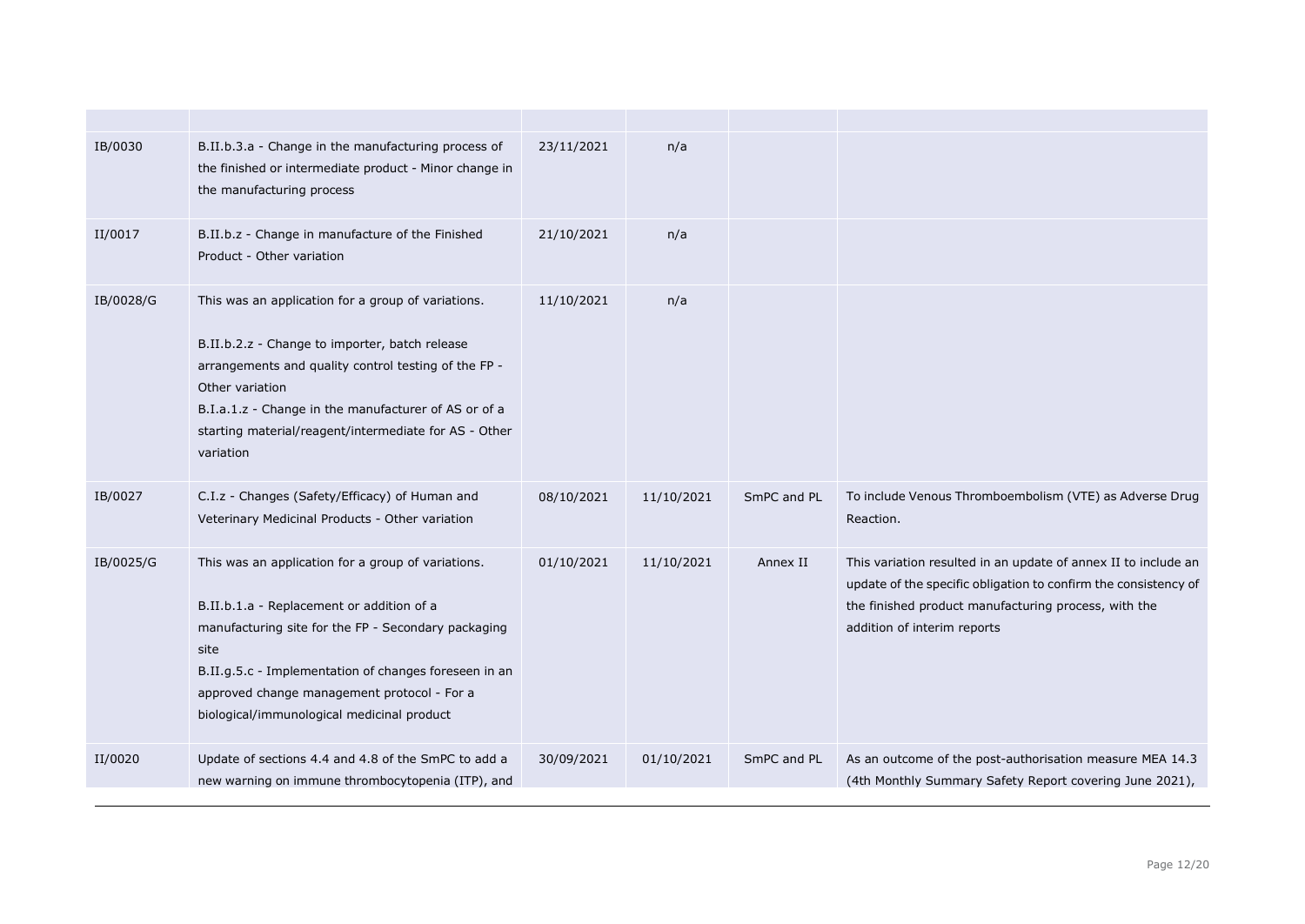| | | | | | |
|---|---|---|---|---|---|
| IB/0030 | B.II.b.3.a - Change in the manufacturing process of the finished or intermediate product - Minor change in the manufacturing process | 23/11/2021 | n/a | | |
| II/0017 | B.II.b.z - Change in manufacture of the Finished Product - Other variation | 21/10/2021 | n/a | | |
| IB/0028/G | This was an application for a group of variations.<br><br>B.II.b.2.z - Change to importer, batch release arrangements and quality control testing of the FP - Other variation<br>B.I.a.1.z - Change in the manufacturer of AS or of a starting material/reagent/intermediate for AS - Other variation | 11/10/2021 | n/a | | |
| IB/0027 | C.I.z - Changes (Safety/Efficacy) of Human and Veterinary Medicinal Products - Other variation | 08/10/2021 | 11/10/2021 | SmPC and PL | To include Venous Thromboembolism (VTE) as Adverse Drug Reaction. |
| IB/0025/G | This was an application for a group of variations.<br><br>B.II.b.1.a - Replacement or addition of a manufacturing site for the FP - Secondary packaging site<br>B.II.g.5.c - Implementation of changes foreseen in an approved change management protocol - For a biological/immunological medicinal product | 01/10/2021 | 11/10/2021 | Annex II | This variation resulted in an update of annex II to include an update of the specific obligation to confirm the consistency of the finished product manufacturing process, with the addition of interim reports |
| II/0020 | Update of sections 4.4 and 4.8 of the SmPC to add a new warning on immune thrombocytopenia (ITP), and | 30/09/2021 | 01/10/2021 | SmPC and PL | As an outcome of the post-authorisation measure MEA 14.3 (4th Monthly Summary Safety Report covering June 2021), |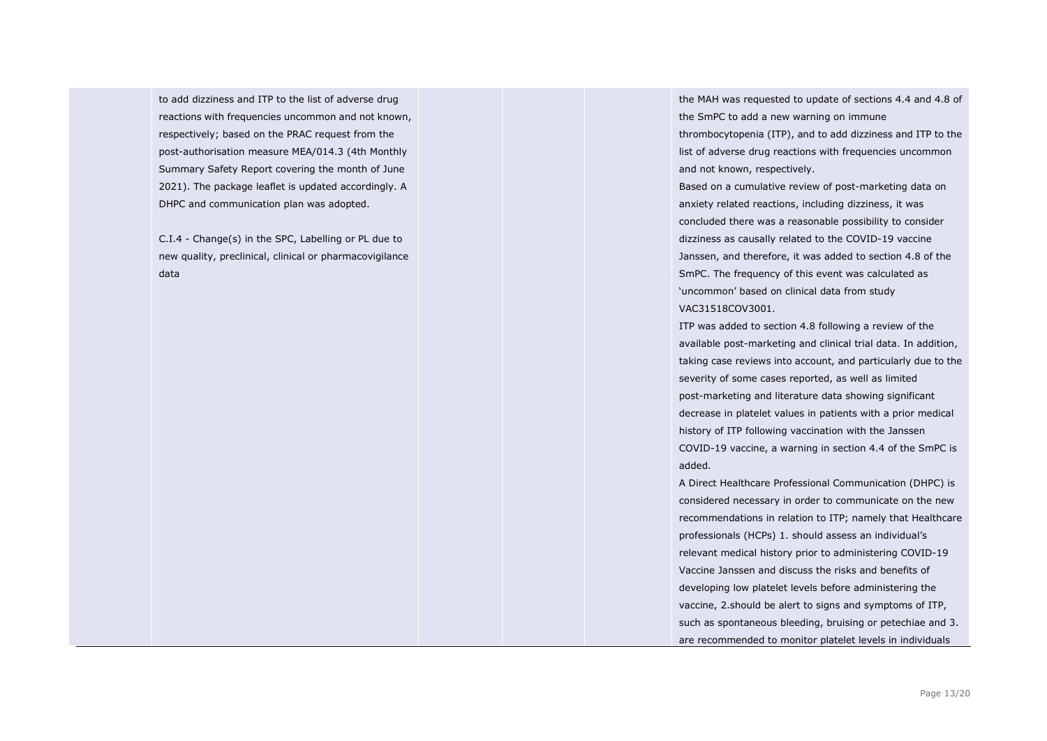| | | | | | |
|---|---|---|---|---|---|
| | to add dizziness and ITP to the list of adverse drug reactions with frequencies uncommon and not known, respectively; based on the PRAC request from the post-authorisation measure MEA/014.3 (4th Monthly Summary Safety Report covering the month of June 2021). The package leaflet is updated accordingly. A DHPC and communication plan was adopted.<br><br>C.I.4 - Change(s) in the SPC, Labelling or PL due to new quality, preclinical, clinical or pharmacovigilance data | | | | the MAH was requested to update of sections 4.4 and 4.8 of the SmPC to add a new warning on immune thrombocytopenia (ITP), and to add dizziness and ITP to the list of adverse drug reactions with frequencies uncommon and not known, respectively.<br>Based on a cumulative review of post-marketing data on anxiety related reactions, including dizziness, it was concluded there was a reasonable possibility to consider dizziness as causally related to the COVID-19 vaccine Janssen, and therefore, it was added to section 4.8 of the SmPC. The frequency of this event was calculated as 'uncommon' based on clinical data from study VAC31518COV3001.<br>ITP was added to section 4.8 following a review of the available post-marketing and clinical trial data. In addition, taking case reviews into account, and particularly due to the severity of some cases reported, as well as limited post-marketing and literature data showing significant decrease in platelet values in patients with a prior medical history of ITP following vaccination with the Janssen COVID-19 vaccine, a warning in section 4.4 of the SmPC is added.<br>A Direct Healthcare Professional Communication (DHPC) is considered necessary in order to communicate on the new recommendations in relation to ITP; namely that Healthcare professionals (HCPs) 1. should assess an individual's relevant medical history prior to administering COVID-19 Vaccine Janssen and discuss the risks and benefits of developing low platelet levels before administering the vaccine, 2.should be alert to signs and symptoms of ITP, such as spontaneous bleeding, bruising or petechiae and 3. are recommended to monitor platelet levels in individuals |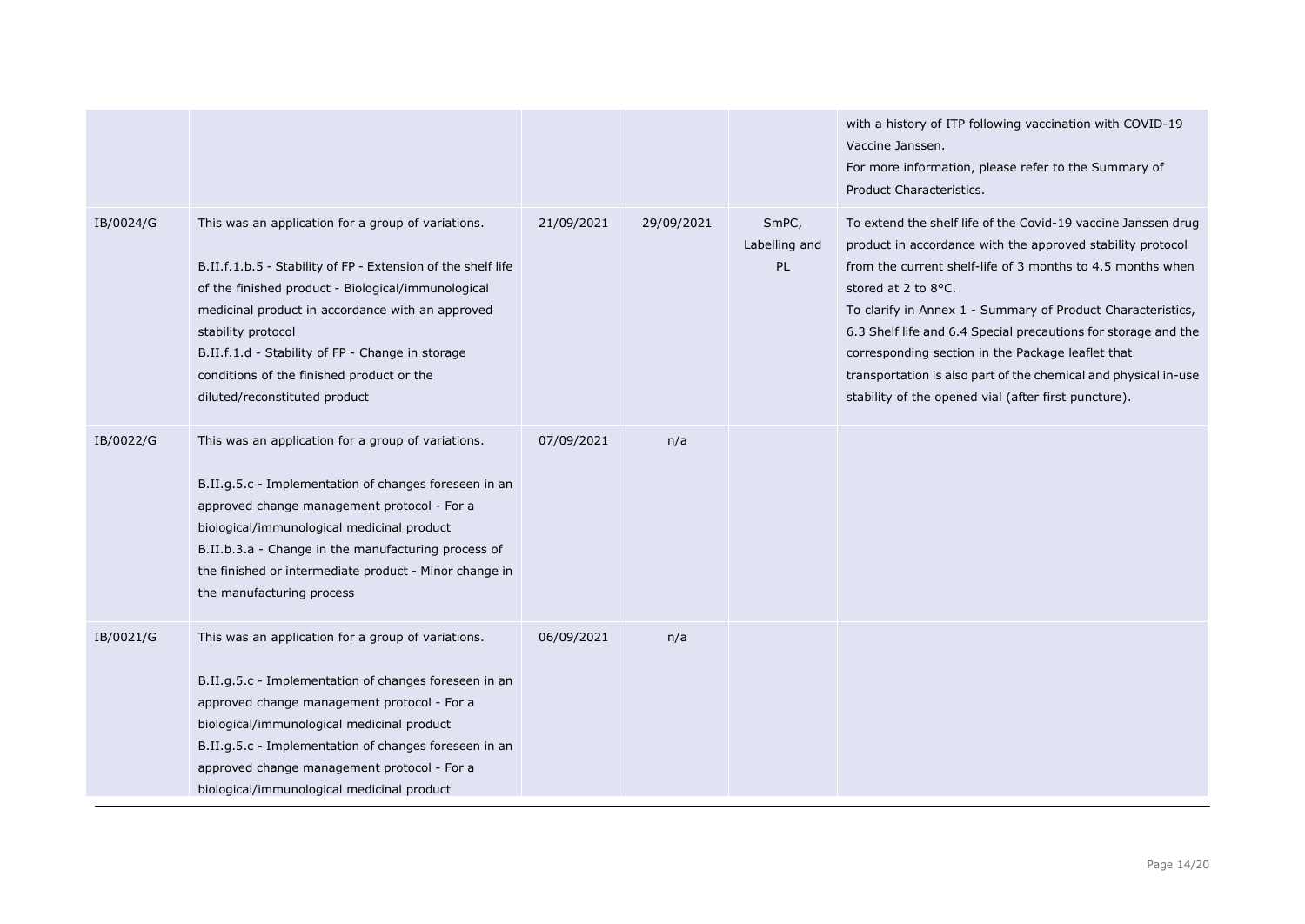| | | | | | |
|---|---|---|---|---|---|
| | | | | | with a history of ITP following vaccination with COVID-19 Vaccine Janssen.<br>For more information, please refer to the Summary of Product Characteristics. |
| IB/0024/G | This was an application for a group of variations.<br><br>B.II.f.1.b.5 - Stability of FP - Extension of the shelf life of the finished product - Biological/immunological medicinal product in accordance with an approved stability protocol<br>B.II.f.1.d - Stability of FP - Change in storage conditions of the finished product or the diluted/reconstituted product | 21/09/2021 | 29/09/2021 | SmPC, Labelling and PL | To extend the shelf life of the Covid-19 vaccine Janssen drug product in accordance with the approved stability protocol from the current shelf-life of 3 months to 4.5 months when stored at 2 to 8°C.<br>To clarify in Annex 1 - Summary of Product Characteristics, 6.3 Shelf life and 6.4 Special precautions for storage and the corresponding section in the Package leaflet that transportation is also part of the chemical and physical in-use stability of the opened vial (after first puncture). |
| IB/0022/G | This was an application for a group of variations.<br><br>B.II.g.5.c - Implementation of changes foreseen in an approved change management protocol - For a biological/immunological medicinal product<br>B.II.b.3.a - Change in the manufacturing process of the finished or intermediate product - Minor change in the manufacturing process | 07/09/2021 | n/a | | |
| IB/0021/G | This was an application for a group of variations.<br><br>B.II.g.5.c - Implementation of changes foreseen in an approved change management protocol - For a biological/immunological medicinal product<br>B.II.g.5.c - Implementation of changes foreseen in an approved change management protocol - For a biological/immunological medicinal product | 06/09/2021 | n/a | | |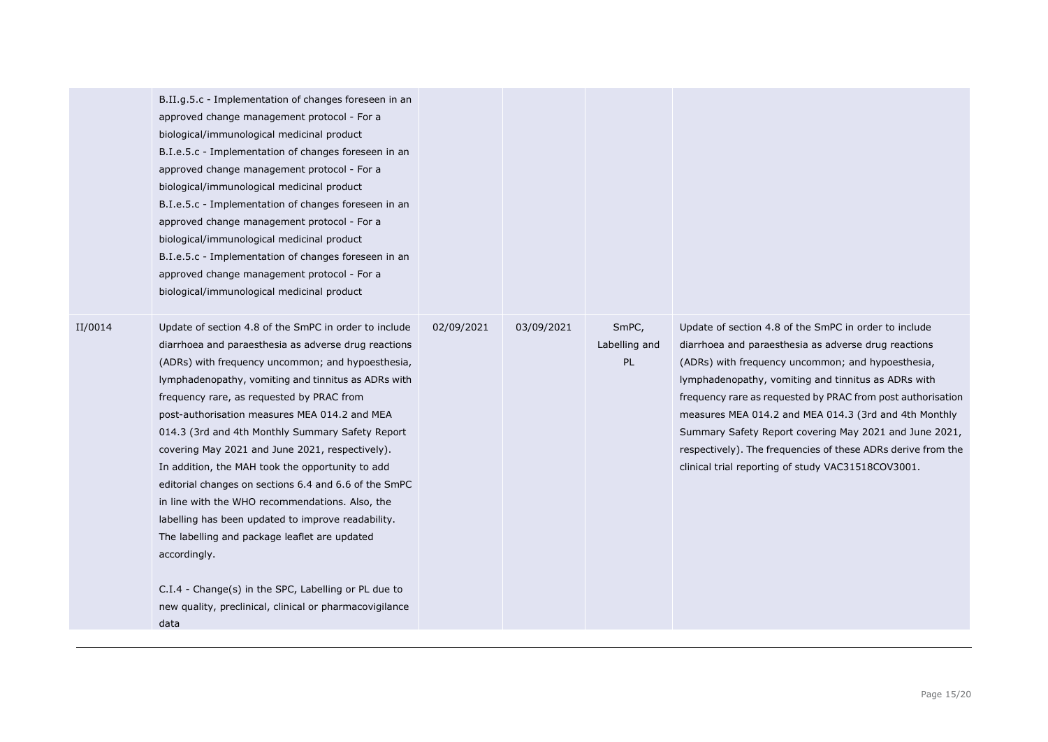| | | | | | |
|---|---|---|---|---|---|
| | B.II.g.5.c - Implementation of changes foreseen in an approved change management protocol - For a biological/immunological medicinal product<br>B.I.e.5.c - Implementation of changes foreseen in an approved change management protocol - For a biological/immunological medicinal product<br>B.I.e.5.c - Implementation of changes foreseen in an approved change management protocol - For a biological/immunological medicinal product<br>B.I.e.5.c - Implementation of changes foreseen in an approved change management protocol - For a biological/immunological medicinal product | | | | |
| II/0014 | Update of section 4.8 of the SmPC in order to include diarrhoea and paraesthesia as adverse drug reactions (ADRs) with frequency uncommon; and hypoesthesia, lymphadenopathy, vomiting and tinnitus as ADRs with frequency rare, as requested by PRAC from post-authorisation measures MEA 014.2 and MEA 014.3 (3rd and 4th Monthly Summary Safety Report covering May 2021 and June 2021, respectively).<br>In addition, the MAH took the opportunity to add editorial changes on sections 6.4 and 6.6 of the SmPC in line with the WHO recommendations. Also, the labelling has been updated to improve readability. The labelling and package leaflet are updated accordingly.<br><br>C.I.4 - Change(s) in the SPC, Labelling or PL due to new quality, preclinical, clinical or pharmacovigilance data | 02/09/2021 | 03/09/2021 | SmPC, Labelling and PL | Update of section 4.8 of the SmPC in order to include diarrhoea and paraesthesia as adverse drug reactions (ADRs) with frequency uncommon; and hypoesthesia, lymphadenopathy, vomiting and tinnitus as ADRs with frequency rare as requested by PRAC from post authorisation measures MEA 014.2 and MEA 014.3 (3rd and 4th Monthly Summary Safety Report covering May 2021 and June 2021, respectively). The frequencies of these ADRs derive from the clinical trial reporting of study VAC31518COV3001. |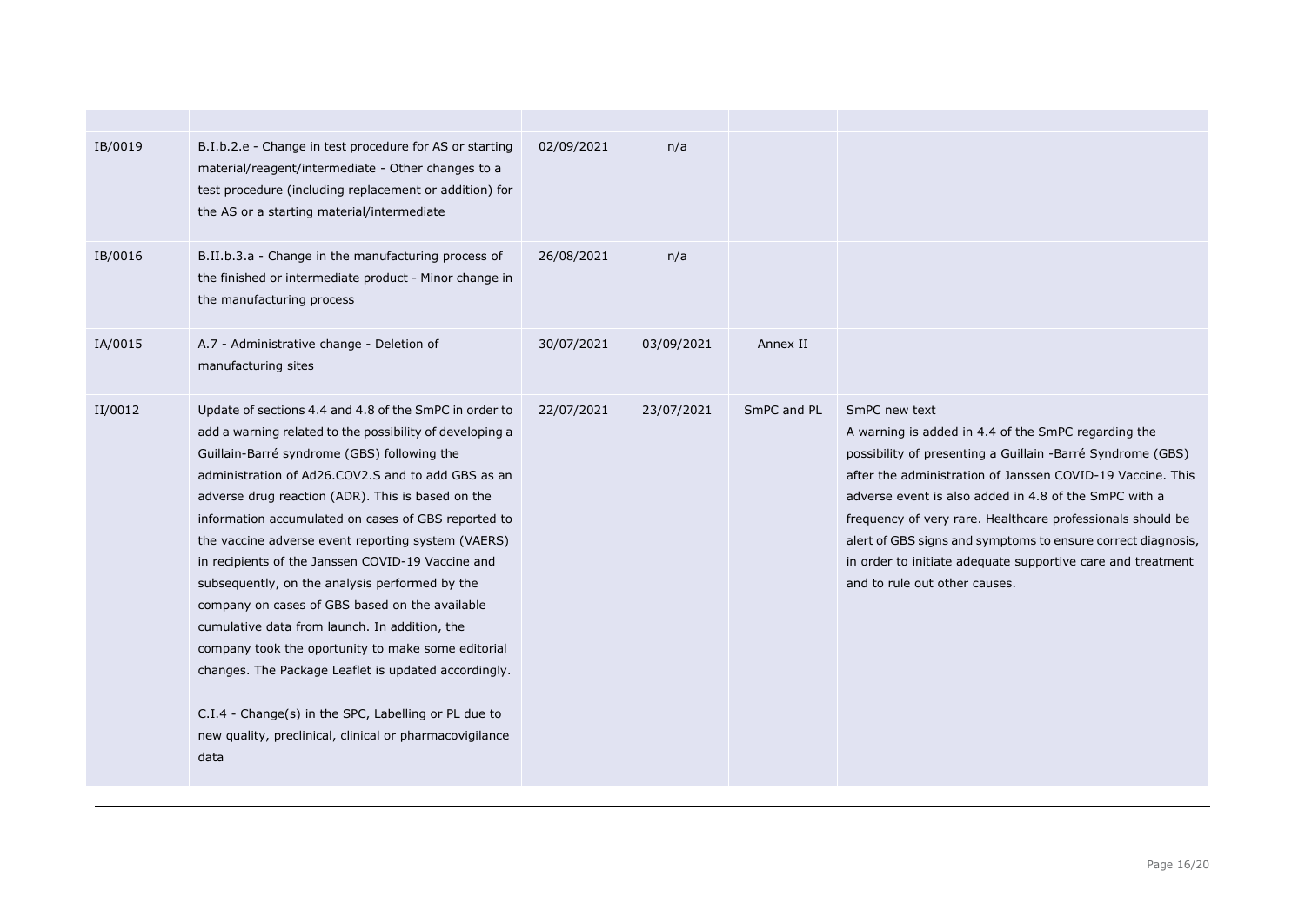| | | | | | |
|---|---|---|---|---|---|
| IB/0019 | B.I.b.2.e - Change in test procedure for AS or starting material/reagent/intermediate - Other changes to a test procedure (including replacement or addition) for the AS or a starting material/intermediate | 02/09/2021 | n/a | | |
| IB/0016 | B.II.b.3.a - Change in the manufacturing process of the finished or intermediate product - Minor change in the manufacturing process | 26/08/2021 | n/a | | |
| IA/0015 | A.7 - Administrative change - Deletion of manufacturing sites | 30/07/2021 | 03/09/2021 | Annex II | |
| II/0012 | Update of sections 4.4 and 4.8 of the SmPC in order to add a warning related to the possibility of developing a Guillain-Barré syndrome (GBS) following the administration of Ad26.COV2.S and to add GBS as an adverse drug reaction (ADR). This is based on the information accumulated on cases of GBS reported to the vaccine adverse event reporting system (VAERS) in recipients of the Janssen COVID-19 Vaccine and subsequently, on the analysis performed by the company on cases of GBS based on the available cumulative data from launch. In addition, the company took the oportunity to make some editorial changes. The Package Leaflet is updated accordingly.<br><br>C.I.4 - Change(s) in the SPC, Labelling or PL due to new quality, preclinical, clinical or pharmacovigilance data | 22/07/2021 | 23/07/2021 | SmPC and PL | SmPC new text<br>A warning is added in 4.4 of the SmPC regarding the possibility of presenting a Guillain -Barré Syndrome (GBS) after the administration of Janssen COVID-19 Vaccine. This adverse event is also added in 4.8 of the SmPC with a frequency of very rare. Healthcare professionals should be alert of GBS signs and symptoms to ensure correct diagnosis, in order to initiate adequate supportive care and treatment and to rule out other causes. |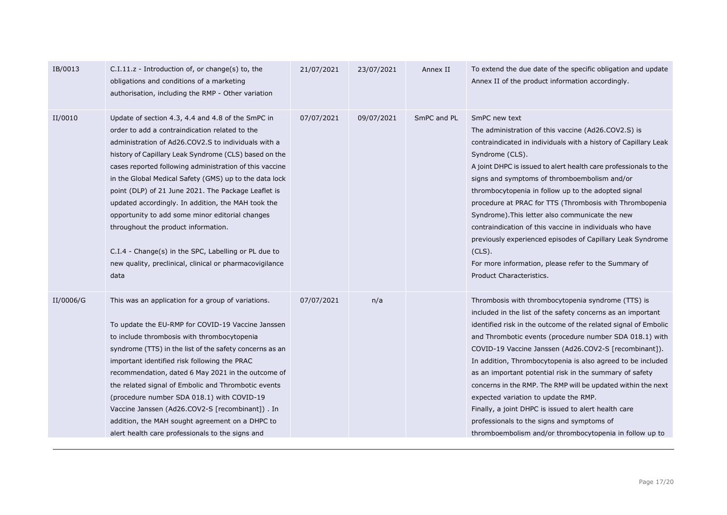| | | | | | |
|---|---|---|---|---|---|
| IB/0013 | C.I.11.z - Introduction of, or change(s) to, the obligations and conditions of a marketing authorisation, including the RMP - Other variation | 21/07/2021 | 23/07/2021 | Annex II | To extend the due date of the specific obligation and update Annex II of the product information accordingly. |
| II/0010 | Update of section 4.3, 4.4 and 4.8 of the SmPC in order to add a contraindication related to the administration of Ad26.COV2.S to individuals with a history of Capillary Leak Syndrome (CLS) based on the cases reported following administration of this vaccine in the Global Medical Safety (GMS) up to the data lock point (DLP) of 21 June 2021. The Package Leaflet is updated accordingly. In addition, the MAH took the opportunity to add some minor editorial changes throughout the product information.<br><br>C.I.4 - Change(s) in the SPC, Labelling or PL due to new quality, preclinical, clinical or pharmacovigilance data | 07/07/2021 | 09/07/2021 | SmPC and PL | SmPC new text<br>The administration of this vaccine (Ad26.COV2.S) is contraindicated in individuals with a history of Capillary Leak Syndrome (CLS).<br>A joint DHPC is issued to alert health care professionals to the signs and symptoms of thromboembolism and/or thrombocytopenia in follow up to the adopted signal procedure at PRAC for TTS (Thrombosis with Thrombopenia Syndrome).This letter also communicate the new contraindication of this vaccine in individuals who have previously experienced episodes of Capillary Leak Syndrome (CLS).<br>For more information, please refer to the Summary of Product Characteristics. |
| II/0006/G | This was an application for a group of variations.<br><br>To update the EU-RMP for COVID-19 Vaccine Janssen to include thrombosis with thrombocytopenia syndrome (TTS) in the list of the safety concerns as an important identified risk following the PRAC recommendation, dated 6 May 2021 in the outcome of the related signal of Embolic and Thrombotic events (procedure number SDA 018.1) with COVID-19 Vaccine Janssen (Ad26.COV2-S [recombinant]) . In addition, the MAH sought agreement on a DHPC to alert health care professionals to the signs and | 07/07/2021 | n/a | | Thrombosis with thrombocytopenia syndrome (TTS) is included in the list of the safety concerns as an important identified risk in the outcome of the related signal of Embolic and Thrombotic events (procedure number SDA 018.1) with COVID-19 Vaccine Janssen (Ad26.COV2-S [recombinant]).<br>In addition, Thrombocytopenia is also agreed to be included as an important potential risk in the summary of safety concerns in the RMP. The RMP will be updated within the next expected variation to update the RMP.<br>Finally, a joint DHPC is issued to alert health care professionals to the signs and symptoms of thromboembolism and/or thrombocytopenia in follow up to |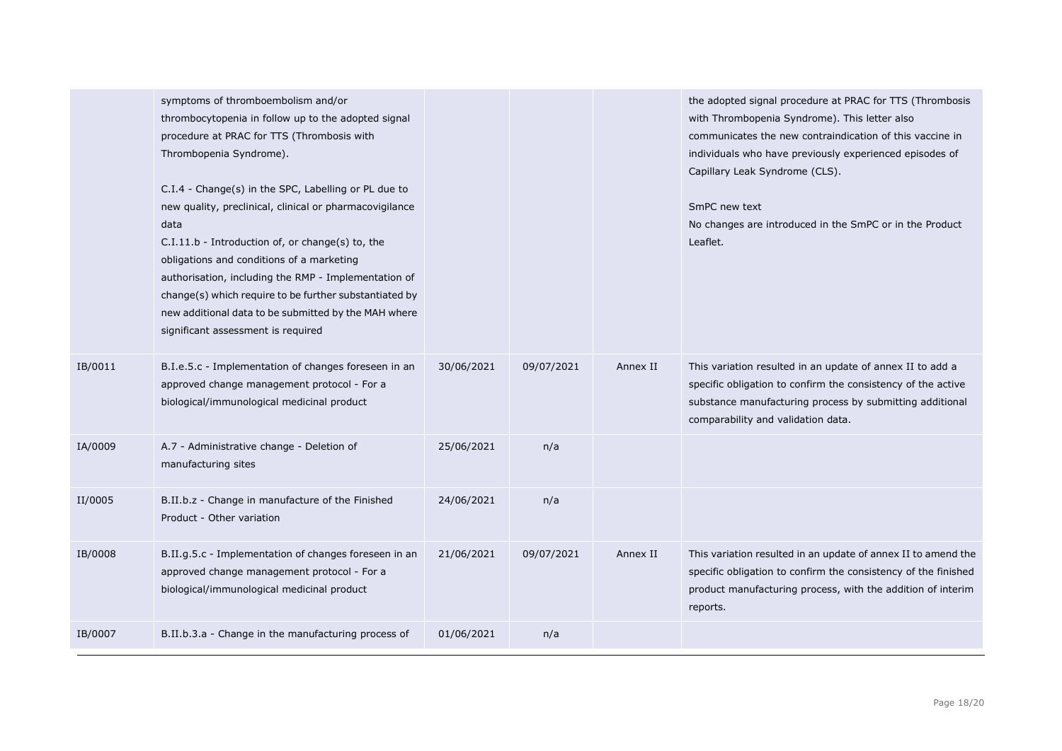| | | | | | |
|---|---|---|---|---|---|
| | symptoms of thromboembolism and/or thrombocytopenia in follow up to the adopted signal procedure at PRAC for TTS (Thrombosis with Thrombopenia Syndrome).<br><br>C.I.4 - Change(s) in the SPC, Labelling or PL due to new quality, preclinical, clinical or pharmacovigilance data<br>C.I.11.b - Introduction of, or change(s) to, the obligations and conditions of a marketing authorisation, including the RMP - Implementation of change(s) which require to be further substantiated by new additional data to be submitted by the MAH where significant assessment is required | | | | the adopted signal procedure at PRAC for TTS (Thrombosis with Thrombopenia Syndrome). This letter also communicates the new contraindication of this vaccine in individuals who have previously experienced episodes of Capillary Leak Syndrome (CLS).<br><br>SmPC new text<br>No changes are introduced in the SmPC or in the Product Leaflet. |
| IB/0011 | B.I.e.5.c - Implementation of changes foreseen in an approved change management protocol - For a biological/immunological medicinal product | 30/06/2021 | 09/07/2021 | Annex II | This variation resulted in an update of annex II to add a specific obligation to confirm the consistency of the active substance manufacturing process by submitting additional comparability and validation data. |
| IA/0009 | A.7 - Administrative change - Deletion of manufacturing sites | 25/06/2021 | n/a | | |
| II/0005 | B.II.b.z - Change in manufacture of the Finished Product - Other variation | 24/06/2021 | n/a | | |
| IB/0008 | B.II.g.5.c - Implementation of changes foreseen in an approved change management protocol - For a biological/immunological medicinal product | 21/06/2021 | 09/07/2021 | Annex II | This variation resulted in an update of annex II to amend the specific obligation to confirm the consistency of the finished product manufacturing process, with the addition of interim reports. |
| IB/0007 | B.II.b.3.a - Change in the manufacturing process of | 01/06/2021 | n/a | | |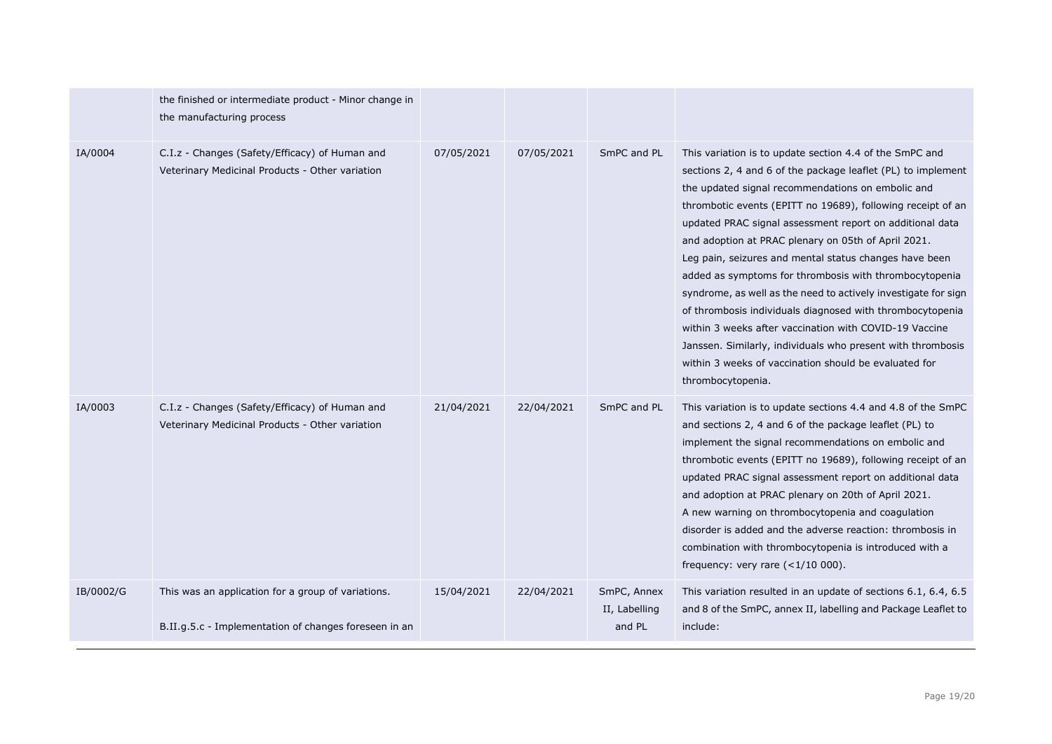|  |  |  |  |  |  |
|---|---|---|---|---|---|
|  | the finished or intermediate product - Minor change in the manufacturing process |  |  |  |  |
| IA/0004 | C.I.z - Changes (Safety/Efficacy) of Human and Veterinary Medicinal Products - Other variation | 07/05/2021 | 07/05/2021 | SmPC and PL | This variation is to update section 4.4 of the SmPC and sections 2, 4 and 6 of the package leaflet (PL) to implement the updated signal recommendations on embolic and thrombotic events (EPITT no 19689), following receipt of an updated PRAC signal assessment report on additional data and adoption at PRAC plenary on 05th of April 2021. Leg pain, seizures and mental status changes have been added as symptoms for thrombosis with thrombocytopenia syndrome, as well as the need to actively investigate for sign of thrombosis individuals diagnosed with thrombocytopenia within 3 weeks after vaccination with COVID-19 Vaccine Janssen. Similarly, individuals who present with thrombosis within 3 weeks of vaccination should be evaluated for thrombocytopenia. |
| IA/0003 | C.I.z - Changes (Safety/Efficacy) of Human and Veterinary Medicinal Products - Other variation | 21/04/2021 | 22/04/2021 | SmPC and PL | This variation is to update sections 4.4 and 4.8 of the SmPC and sections 2, 4 and 6 of the package leaflet (PL) to implement the signal recommendations on embolic and thrombotic events (EPITT no 19689), following receipt of an updated PRAC signal assessment report on additional data and adoption at PRAC plenary on 20th of April 2021. A new warning on thrombocytopenia and coagulation disorder is added and the adverse reaction: thrombosis in combination with thrombocytopenia is introduced with a frequency: very rare (<1/10 000). |
| IB/0002/G | This was an application for a group of variations. B.II.g.5.c - Implementation of changes foreseen in an | 15/04/2021 | 22/04/2021 | SmPC, Annex II, Labelling and PL | This variation resulted in an update of sections 6.1, 6.4, 6.5 and 8 of the SmPC, annex II, labelling and Package Leaflet to include: |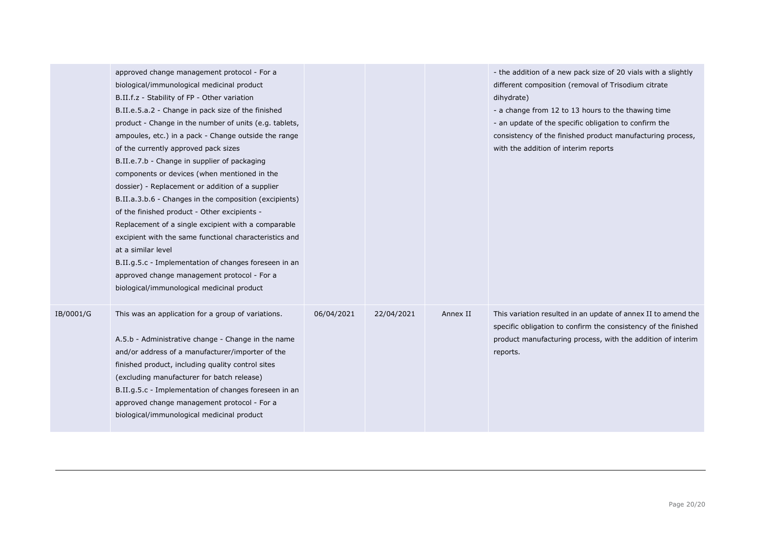| | | | | | |
|---|---|---|---|---|---|
| | approved change management protocol - For a biological/immunological medicinal product<br>B.II.f.z - Stability of FP - Other variation<br>B.II.e.5.a.2 - Change in pack size of the finished product - Change in the number of units (e.g. tablets, ampoules, etc.) in a pack - Change outside the range of the currently approved pack sizes<br>B.II.e.7.b - Change in supplier of packaging components or devices (when mentioned in the dossier) - Replacement or addition of a supplier<br>B.II.a.3.b.6 - Changes in the composition (excipients) of the finished product - Other excipients - Replacement of a single excipient with a comparable excipient with the same functional characteristics and at a similar level<br>B.II.g.5.c - Implementation of changes foreseen in an approved change management protocol - For a biological/immunological medicinal product | | | | - the addition of a new pack size of 20 vials with a slightly different composition (removal of Trisodium citrate dihydrate)<br>- a change from 12 to 13 hours to the thawing time<br>- an update of the specific obligation to confirm the consistency of the finished product manufacturing process, with the addition of interim reports |
| IB/0001/G | This was an application for a group of variations.<br><br>A.5.b - Administrative change - Change in the name and/or address of a manufacturer/importer of the finished product, including quality control sites (excluding manufacturer for batch release)<br>B.II.g.5.c - Implementation of changes foreseen in an approved change management protocol - For a biological/immunological medicinal product | 06/04/2021 | 22/04/2021 | Annex II | This variation resulted in an update of annex II to amend the specific obligation to confirm the consistency of the finished product manufacturing process, with the addition of interim reports. |